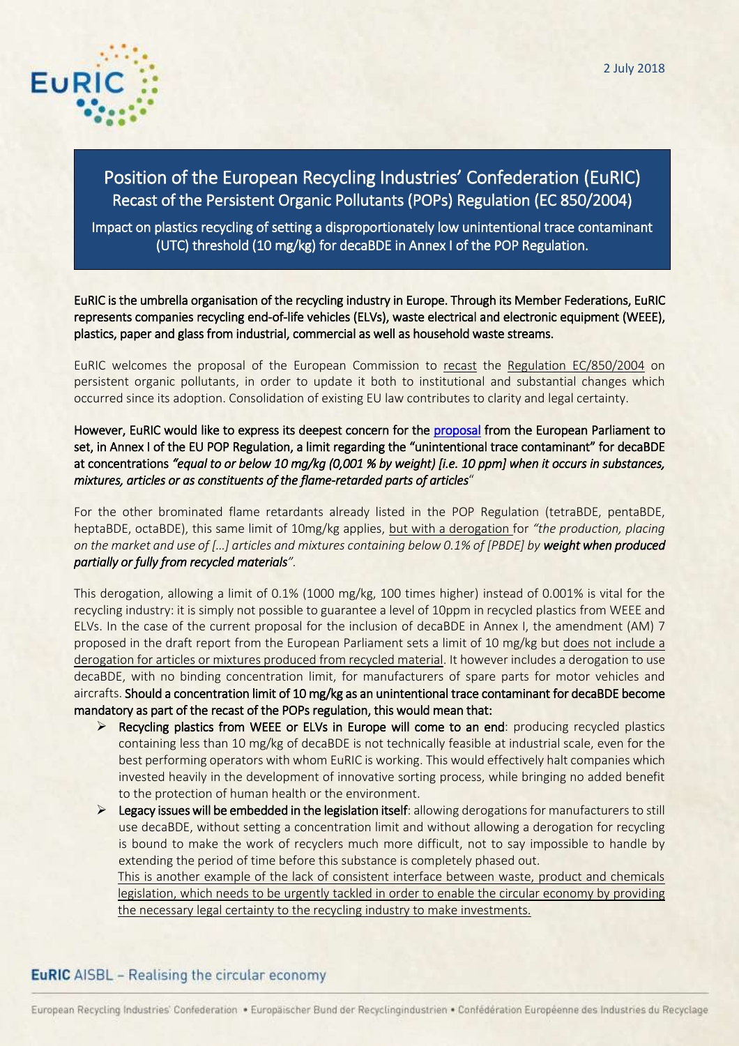2 July 2018

# Position of the European Recycling Industries' Confederation (EuRIC)
## Recast of the Persistent Organic Pollutants (POPs) Regulation (EC 850/2004)

Impact on plastics recycling of setting a disproportionately low unintentional trace contaminant (UTC) threshold (10 mg/kg) for decaBDE in Annex I of the POP Regulation.

**EuRIC is the umbrella organisation of the recycling industry in Europe. Through its Member Federations, EuRIC represents companies recycling end-of-life vehicles (ELVs), waste electrical and electronic equipment (WEEE), plastics, paper and glass from industrial, commercial as well as household waste streams.**

EuRIC welcomes the proposal of the European Commission to recast the Regulation EC/850/2004 on persistent organic pollutants, in order to update it both to institutional and substantial changes which occurred since its adoption. Consolidation of existing EU law contributes to clarity and legal certainty.

**However, EuRIC would like to express its deepest concern for the proposal from the European Parliament to set, in Annex I of the EU POP Regulation, a limit regarding the "unintentional trace contaminant" for decaBDE at concentrations *"equal to or below 10 mg/kg (0,001 % by weight) [i.e. 10 ppm] when it occurs in substances, mixtures, articles or as constituents of the flame-retarded parts of articles"***

For the other brominated flame retardants already listed in the POP Regulation (tetraBDE, pentaBDE, heptaBDE, octaBDE), this same limit of 10mg/kg applies, but with a derogation for *"the production, placing on the market and use of […] articles and mixtures containing below 0.1% of [PBDE] by **weight when produced partially or fully from recycled materials**"*.

This derogation, allowing a limit of 0.1% (1000 mg/kg, 100 times higher) instead of 0.001% is vital for the recycling industry: it is simply not possible to guarantee a level of 10ppm in recycled plastics from WEEE and ELVs. In the case of the current proposal for the inclusion of decaBDE in Annex I, the amendment (AM) 7 proposed in the draft report from the European Parliament sets a limit of 10 mg/kg but does not include a derogation for articles or mixtures produced from recycled material. It however includes a derogation to use decaBDE, with no binding concentration limit, for manufacturers of spare parts for motor vehicles and aircrafts. **Should a concentration limit of 10 mg/kg as an unintentional trace contaminant for decaBDE become mandatory as part of the recast of the POPs regulation, this would mean that:**

- **Recycling plastics from WEEE or ELVs in Europe will come to an end**: producing recycled plastics containing less than 10 mg/kg of decaBDE is not technically feasible at industrial scale, even for the best performing operators with whom EuRIC is working. This would effectively halt companies which invested heavily in the development of innovative sorting process, while bringing no added benefit to the protection of human health or the environment.
- **Legacy issues will be embedded in the legislation itself**: allowing derogations for manufacturers to still use decaBDE, without setting a concentration limit and without allowing a derogation for recycling is bound to make the work of recyclers much more difficult, not to say impossible to handle by extending the period of time before this substance is completely phased out.

  This is another example of the lack of consistent interface between waste, product and chemicals legislation, which needs to be urgently tackled in order to enable the circular economy by providing the necessary legal certainty to the recycling industry to make investments.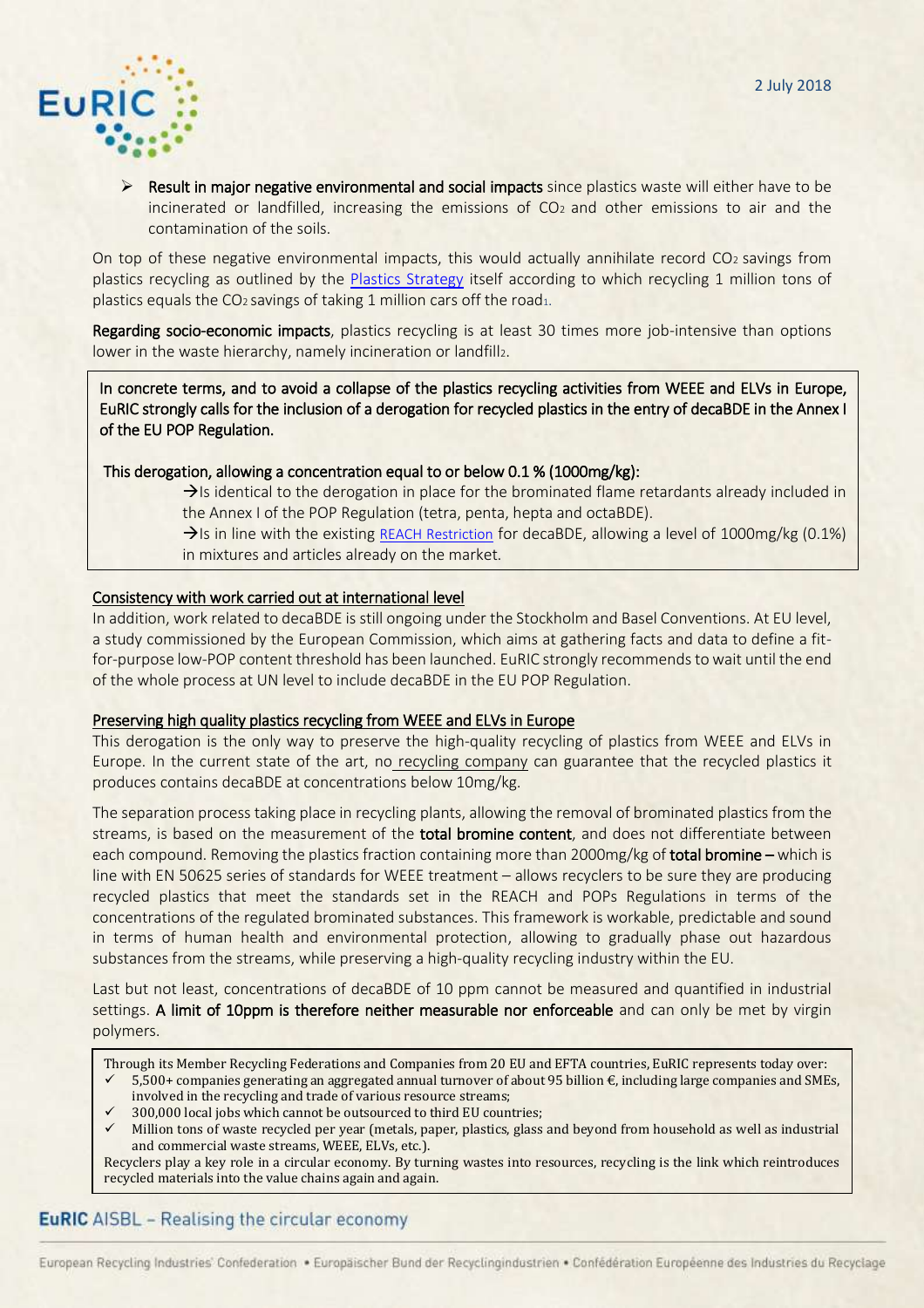- **Result in major negative environmental and social impacts** since plastics waste will either have to be incinerated or landfilled, increasing the emissions of $CO_2$ and other emissions to air and the contamination of the soils.

On top of these negative environmental impacts, this would actually annihilate record $CO_2$ savings from plastics recycling as outlined by the Plastics Strategy itself according to which recycling 1 million tons of plastics equals the $CO_2$ savings of taking 1 million cars off the road[1].

**Regarding socio-economic impacts**, plastics recycling is at least 30 times more job-intensive than options lower in the waste hierarchy, namely incineration or landfill[2].

**In concrete terms, and to avoid a collapse of the plastics recycling activities from WEEE and ELVs in Europe, EuRIC strongly calls for the inclusion of a derogation for recycled plastics in the entry of decaBDE in the Annex I of the EU POP Regulation.**

**This derogation, allowing a concentration equal to or below 0.1 % (1000mg/kg):**

→Is identical to the derogation in place for the brominated flame retardants already included in the Annex I of the POP Regulation (tetra, penta, hepta and octaBDE).

→Is in line with the existing REACH Restriction for decaBDE, allowing a level of 1000mg/kg (0.1%) in mixtures and articles already on the market.

## Consistency with work carried out at international level

In addition, work related to decaBDE is still ongoing under the Stockholm and Basel Conventions. At EU level, a study commissioned by the European Commission, which aims at gathering facts and data to define a fit-for-purpose low-POP content threshold has been launched. EuRIC strongly recommends to wait until the end of the whole process at UN level to include decaBDE in the EU POP Regulation.

## Preserving high quality plastics recycling from WEEE and ELVs in Europe

This derogation is the only way to preserve the high-quality recycling of plastics from WEEE and ELVs in Europe. In the current state of the art, no recycling company can guarantee that the recycled plastics it produces contains decaBDE at concentrations below 10mg/kg.

The separation process taking place in recycling plants, allowing the removal of brominated plastics from the streams, is based on the measurement of the **total bromine content**, and does not differentiate between each compound. Removing the plastics fraction containing more than 2000mg/kg of **total bromine –** which is line with EN 50625 series of standards for WEEE treatment – allows recyclers to be sure they are producing recycled plastics that meet the standards set in the REACH and POPs Regulations in terms of the concentrations of the regulated brominated substances. This framework is workable, predictable and sound in terms of human health and environmental protection, allowing to gradually phase out hazardous substances from the streams, while preserving a high-quality recycling industry within the EU.

Last but not least, concentrations of decaBDE of 10 ppm cannot be measured and quantified in industrial settings. **A limit of 10ppm is therefore neither measurable nor enforceable** and can only be met by virgin polymers.

Through its Member Recycling Federations and Companies from 20 EU and EFTA countries, EuRIC represents today over:

- ✓ 5,500+ companies generating an aggregated annual turnover of about 95 billion €, including large companies and SMEs, involved in the recycling and trade of various resource streams;
- ✓ 300,000 local jobs which cannot be outsourced to third EU countries;
- ✓ Million tons of waste recycled per year (metals, paper, plastics, glass and beyond from household as well as industrial and commercial waste streams, WEEE, ELVs, etc.).

Recyclers play a key role in a circular economy. By turning wastes into resources, recycling is the link which reintroduces recycled materials into the value chains again and again.